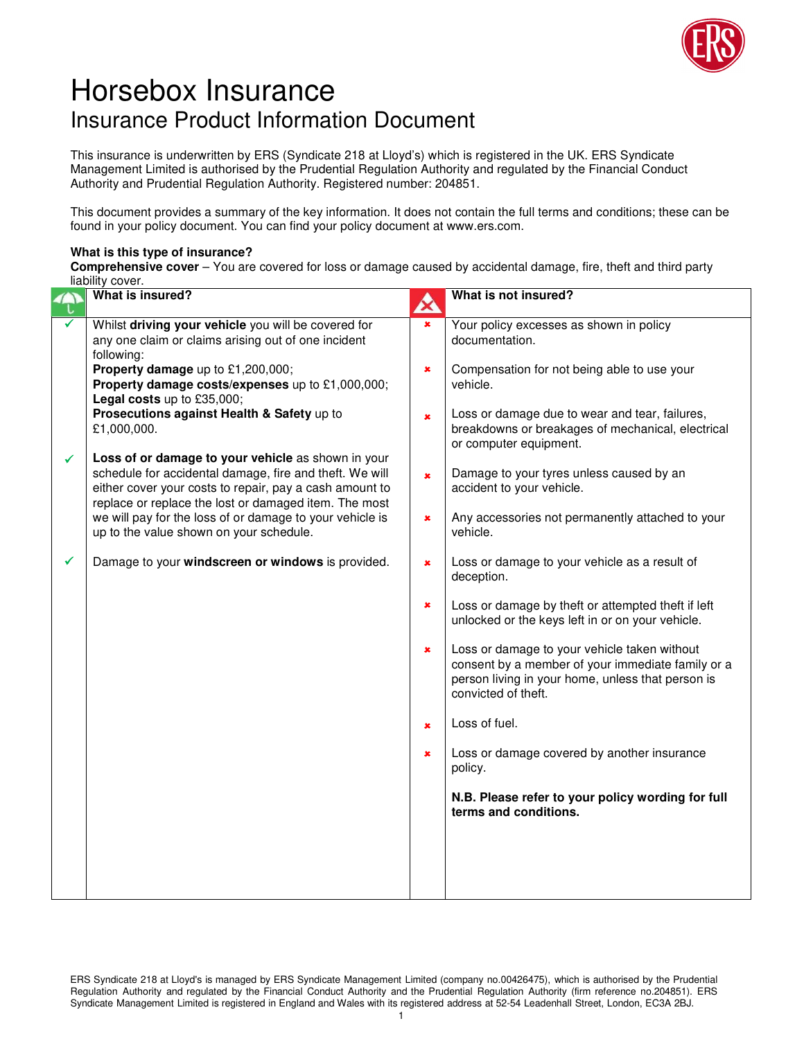# Horsebox Insurance

## Insurance Product Information Document

This insurance is underwritten by ERS (Syndicate 218 at Lloyd's) which is registered in the UK. ERS Syndicate Management Limited is authorised by the Prudential Regulation Authority and regulated by the Financial Conduct Authority and Prudential Regulation Authority. Registered number: 204851.

This document provides a summary of the key information. It does not contain the full terms and conditions; these can be found in your policy document. You can find your policy document at www.ers.com.

**What is this type of insurance?**

**Comprehensive cover** – You are covered for loss or damage caused by accidental damage, fire, theft and third party liability cover.

### What is insured?

- ✓ Whilst **driving your vehicle** you will be covered for any one claim or claims arising out of one incident following:
  **Property damage** up to £1,200,000;
  **Property damage costs/expenses** up to £1,000,000;
  **Legal costs** up to £35,000;
  **Prosecutions against Health & Safety** up to £1,000,000.
- ✓ **Loss of or damage to your vehicle** as shown in your schedule for accidental damage, fire and theft. We will either cover your costs to repair, pay a cash amount to replace or replace the lost or damaged item. The most we will pay for the loss of or damage to your vehicle is up to the value shown on your schedule.
- ✓ Damage to your **windscreen or windows** is provided.

### What is not insured?

- ✘ Your policy excesses as shown in policy documentation.
- ✘ Compensation for not being able to use your vehicle.
- ✘ Loss or damage due to wear and tear, failures, breakdowns or breakages of mechanical, electrical or computer equipment.
- ✘ Damage to your tyres unless caused by an accident to your vehicle.
- ✘ Any accessories not permanently attached to your vehicle.
- ✘ Loss or damage to your vehicle as a result of deception.
- ✘ Loss or damage by theft or attempted theft if left unlocked or the keys left in or on your vehicle.
- ✘ Loss or damage to your vehicle taken without consent by a member of your immediate family or a person living in your home, unless that person is convicted of theft.
- ✘ Loss of fuel.
- ✘ Loss or damage covered by another insurance policy.

**N.B. Please refer to your policy wording for full terms and conditions.**

ERS Syndicate 218 at Lloyd's is managed by ERS Syndicate Management Limited (company no.00426475), which is authorised by the Prudential Regulation Authority and regulated by the Financial Conduct Authority and the Prudential Regulation Authority (firm reference no.204851). ERS Syndicate Management Limited is registered in England and Wales with its registered address at 52-54 Leadenhall Street, London, EC3A 2BJ.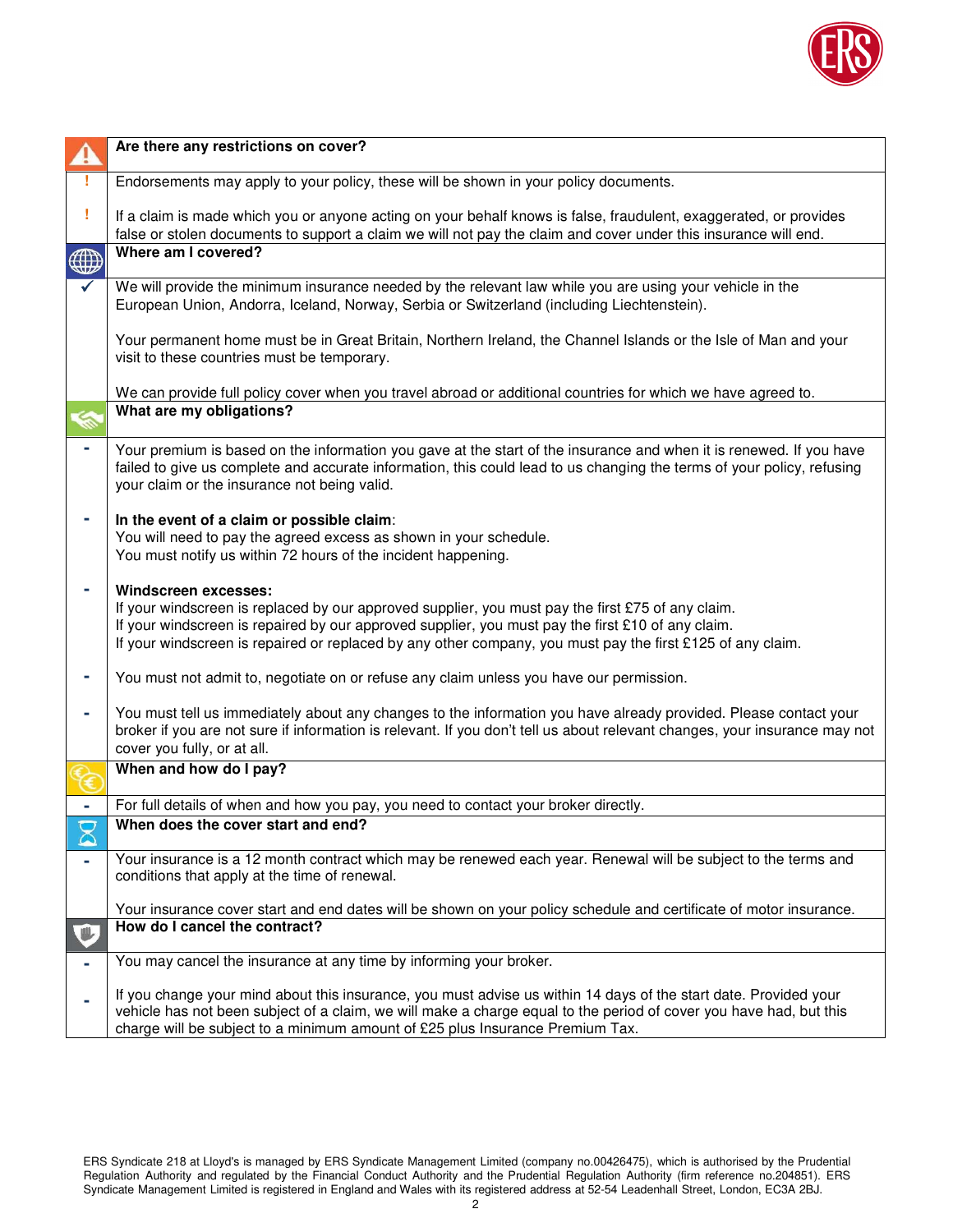## Are there any restrictions on cover?

! Endorsements may apply to your policy, these will be shown in your policy documents.

! If a claim is made which you or anyone acting on your behalf knows is false, fraudulent, exaggerated, or provides false or stolen documents to support a claim we will not pay the claim and cover under this insurance will end.

## Where am I covered?

✓ We will provide the minimum insurance needed by the relevant law while you are using your vehicle in the European Union, Andorra, Iceland, Norway, Serbia or Switzerland (including Liechtenstein).

Your permanent home must be in Great Britain, Northern Ireland, the Channel Islands or the Isle of Man and your visit to these countries must be temporary.

We can provide full policy cover when you travel abroad or additional countries for which we have agreed to.

## What are my obligations?

- Your premium is based on the information you gave at the start of the insurance and when it is renewed. If you have failed to give us complete and accurate information, this could lead to us changing the terms of your policy, refusing your claim or the insurance not being valid.

- **In the event of a claim or possible claim**:
  You will need to pay the agreed excess as shown in your schedule.
  You must notify us within 72 hours of the incident happening.

- **Windscreen excesses:**
  If your windscreen is replaced by our approved supplier, you must pay the first £75 of any claim.
  If your windscreen is repaired by our approved supplier, you must pay the first £10 of any claim.
  If your windscreen is repaired or replaced by any other company, you must pay the first £125 of any claim.

- You must not admit to, negotiate on or refuse any claim unless you have our permission.

- You must tell us immediately about any changes to the information you have already provided. Please contact your broker if you are not sure if information is relevant. If you don't tell us about relevant changes, your insurance may not cover you fully, or at all.

## When and how do I pay?

- For full details of when and how you pay, you need to contact your broker directly.

## When does the cover start and end?

- Your insurance is a 12 month contract which may be renewed each year. Renewal will be subject to the terms and conditions that apply at the time of renewal.

  Your insurance cover start and end dates will be shown on your policy schedule and certificate of motor insurance.

## How do I cancel the contract?

- You may cancel the insurance at any time by informing your broker.

- If you change your mind about this insurance, you must advise us within 14 days of the start date. Provided your vehicle has not been subject of a claim, we will make a charge equal to the period of cover you have had, but this charge will be subject to a minimum amount of £25 plus Insurance Premium Tax.

ERS Syndicate 218 at Lloyd's is managed by ERS Syndicate Management Limited (company no.00426475), which is authorised by the Prudential Regulation Authority and regulated by the Financial Conduct Authority and the Prudential Regulation Authority (firm reference no.204851). ERS Syndicate Management Limited is registered in England and Wales with its registered address at 52-54 Leadenhall Street, London, EC3A 2BJ.